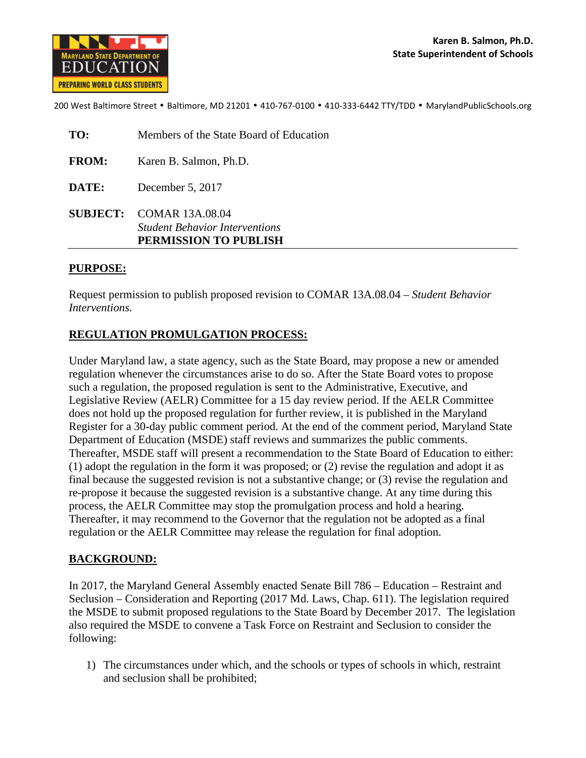**MARYLAND STATE DEPARTMENT OF EDUCATION**
**PREPARING WORLD CLASS STUDENTS**

**Karen B. Salmon, Ph.D.**
**State Superintendent of Schools**

200 West Baltimore Street • Baltimore, MD 21201 • 410-767-0100 • 410-333-6442 TTY/TDD • MarylandPublicSchools.org

**TO:** Members of the State Board of Education

**FROM:** Karen B. Salmon, Ph.D.

**DATE:** December 5, 2017

**SUBJECT:** COMAR 13A.08.04
*Student Behavior Interventions*
**PERMISSION TO PUBLISH**

---

**PURPOSE:**

Request permission to publish proposed revision to COMAR 13A.08.04 – *Student Behavior Interventions.*

**REGULATION PROMULGATION PROCESS:**

Under Maryland law, a state agency, such as the State Board, may propose a new or amended regulation whenever the circumstances arise to do so. After the State Board votes to propose such a regulation, the proposed regulation is sent to the Administrative, Executive, and Legislative Review (AELR) Committee for a 15 day review period. If the AELR Committee does not hold up the proposed regulation for further review, it is published in the Maryland Register for a 30-day public comment period. At the end of the comment period, Maryland State Department of Education (MSDE) staff reviews and summarizes the public comments. Thereafter, MSDE staff will present a recommendation to the State Board of Education to either: (1) adopt the regulation in the form it was proposed; or (2) revise the regulation and adopt it as final because the suggested revision is not a substantive change; or (3) revise the regulation and re-propose it because the suggested revision is a substantive change. At any time during this process, the AELR Committee may stop the promulgation process and hold a hearing. Thereafter, it may recommend to the Governor that the regulation not be adopted as a final regulation or the AELR Committee may release the regulation for final adoption.

**BACKGROUND:**

In 2017, the Maryland General Assembly enacted Senate Bill 786 – Education – Restraint and Seclusion – Consideration and Reporting (2017 Md. Laws, Chap. 611). The legislation required the MSDE to submit proposed regulations to the State Board by December 2017. The legislation also required the MSDE to convene a Task Force on Restraint and Seclusion to consider the following:

1) The circumstances under which, and the schools or types of schools in which, restraint and seclusion shall be prohibited;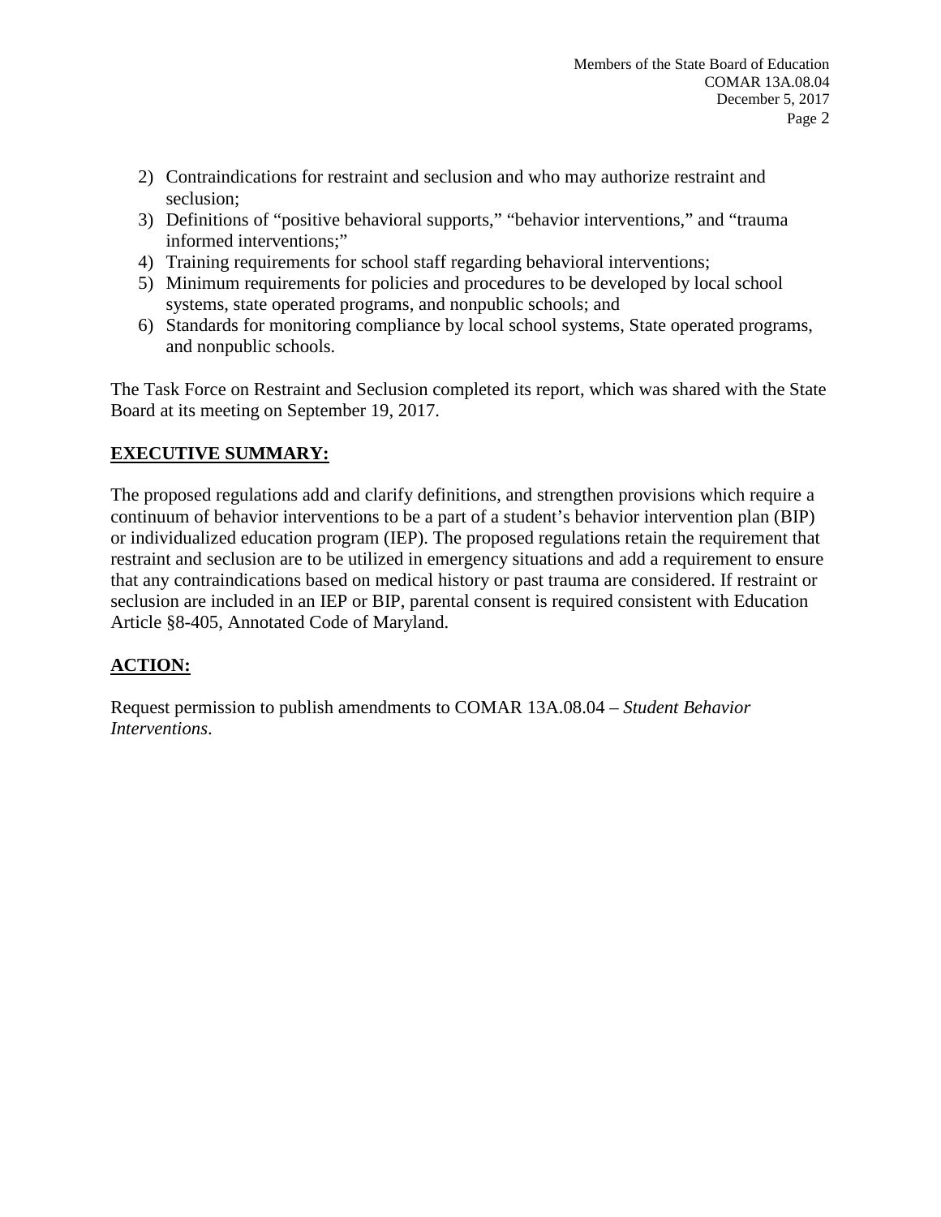2) Contraindications for restraint and seclusion and who may authorize restraint and seclusion;
3) Definitions of "positive behavioral supports," "behavior interventions," and "trauma informed interventions;"
4) Training requirements for school staff regarding behavioral interventions;
5) Minimum requirements for policies and procedures to be developed by local school systems, state operated programs, and nonpublic schools; and
6) Standards for monitoring compliance by local school systems, State operated programs, and nonpublic schools.

The Task Force on Restraint and Seclusion completed its report, which was shared with the State Board at its meeting on September 19, 2017.

## EXECUTIVE SUMMARY:

The proposed regulations add and clarify definitions, and strengthen provisions which require a continuum of behavior interventions to be a part of a student's behavior intervention plan (BIP) or individualized education program (IEP). The proposed regulations retain the requirement that restraint and seclusion are to be utilized in emergency situations and add a requirement to ensure that any contraindications based on medical history or past trauma are considered. If restraint or seclusion are included in an IEP or BIP, parental consent is required consistent with Education Article §8-405, Annotated Code of Maryland.

## ACTION:

Request permission to publish amendments to COMAR 13A.08.04 – *Student Behavior Interventions*.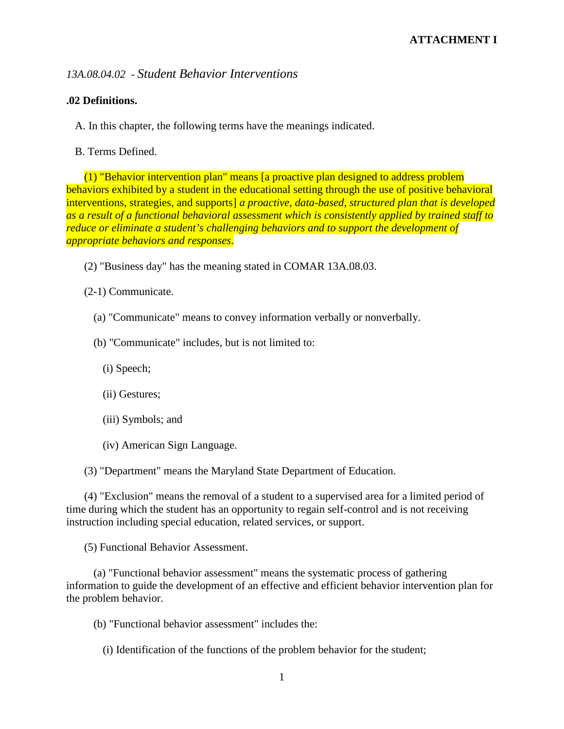**ATTACHMENT I**

*13A.08.04.02 - Student Behavior Interventions*

**.02 Definitions.**

A. In this chapter, the following terms have the meanings indicated.

B. Terms Defined.

(1) "Behavior intervention plan" means [a proactive plan designed to address problem behaviors exhibited by a student in the educational setting through the use of positive behavioral interventions, strategies, and supports] *a proactive, data-based, structured plan that is developed as a result of a functional behavioral assessment which is consistently applied by trained staff to reduce or eliminate a student's challenging behaviors and to support the development of appropriate behaviors and responses.*

(2) "Business day" has the meaning stated in COMAR 13A.08.03.

(2-1) Communicate.

(a) "Communicate" means to convey information verbally or nonverbally.

(b) "Communicate" includes, but is not limited to:

(i) Speech;

(ii) Gestures;

(iii) Symbols; and

(iv) American Sign Language.

(3) "Department" means the Maryland State Department of Education.

(4) "Exclusion" means the removal of a student to a supervised area for a limited period of time during which the student has an opportunity to regain self-control and is not receiving instruction including special education, related services, or support.

(5) Functional Behavior Assessment.

(a) "Functional behavior assessment" means the systematic process of gathering information to guide the development of an effective and efficient behavior intervention plan for the problem behavior.

(b) "Functional behavior assessment" includes the:

(i) Identification of the functions of the problem behavior for the student;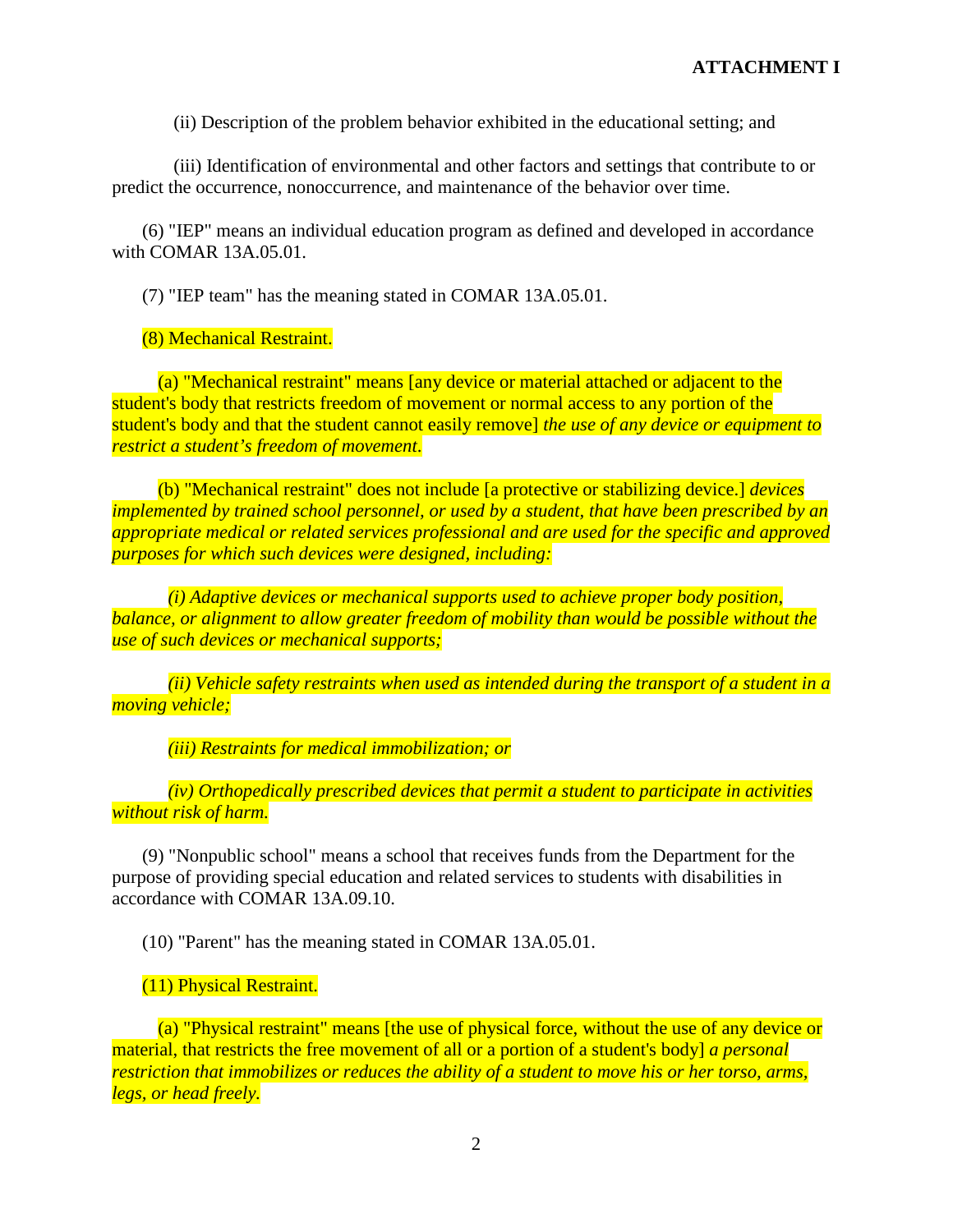**ATTACHMENT I**

(ii) Description of the problem behavior exhibited in the educational setting; and

(iii) Identification of environmental and other factors and settings that contribute to or predict the occurrence, nonoccurrence, and maintenance of the behavior over time.

(6) "IEP" means an individual education program as defined and developed in accordance with COMAR 13A.05.01.

(7) "IEP team" has the meaning stated in COMAR 13A.05.01.

(8) Mechanical Restraint.

(a) "Mechanical restraint" means [any device or material attached or adjacent to the student's body that restricts freedom of movement or normal access to any portion of the student's body and that the student cannot easily remove] *the use of any device or equipment to restrict a student's freedom of movement.*

(b) "Mechanical restraint" does not include [a protective or stabilizing device.] *devices implemented by trained school personnel, or used by a student, that have been prescribed by an appropriate medical or related services professional and are used for the specific and approved purposes for which such devices were designed, including:*

*(i) Adaptive devices or mechanical supports used to achieve proper body position, balance, or alignment to allow greater freedom of mobility than would be possible without the use of such devices or mechanical supports;*

*(ii) Vehicle safety restraints when used as intended during the transport of a student in a moving vehicle;*

*(iii) Restraints for medical immobilization; or*

*(iv) Orthopedically prescribed devices that permit a student to participate in activities without risk of harm.*

(9) "Nonpublic school" means a school that receives funds from the Department for the purpose of providing special education and related services to students with disabilities in accordance with COMAR 13A.09.10.

(10) "Parent" has the meaning stated in COMAR 13A.05.01.

(11) Physical Restraint.

(a) "Physical restraint" means [the use of physical force, without the use of any device or material, that restricts the free movement of all or a portion of a student's body] *a personal restriction that immobilizes or reduces the ability of a student to move his or her torso, arms, legs, or head freely.*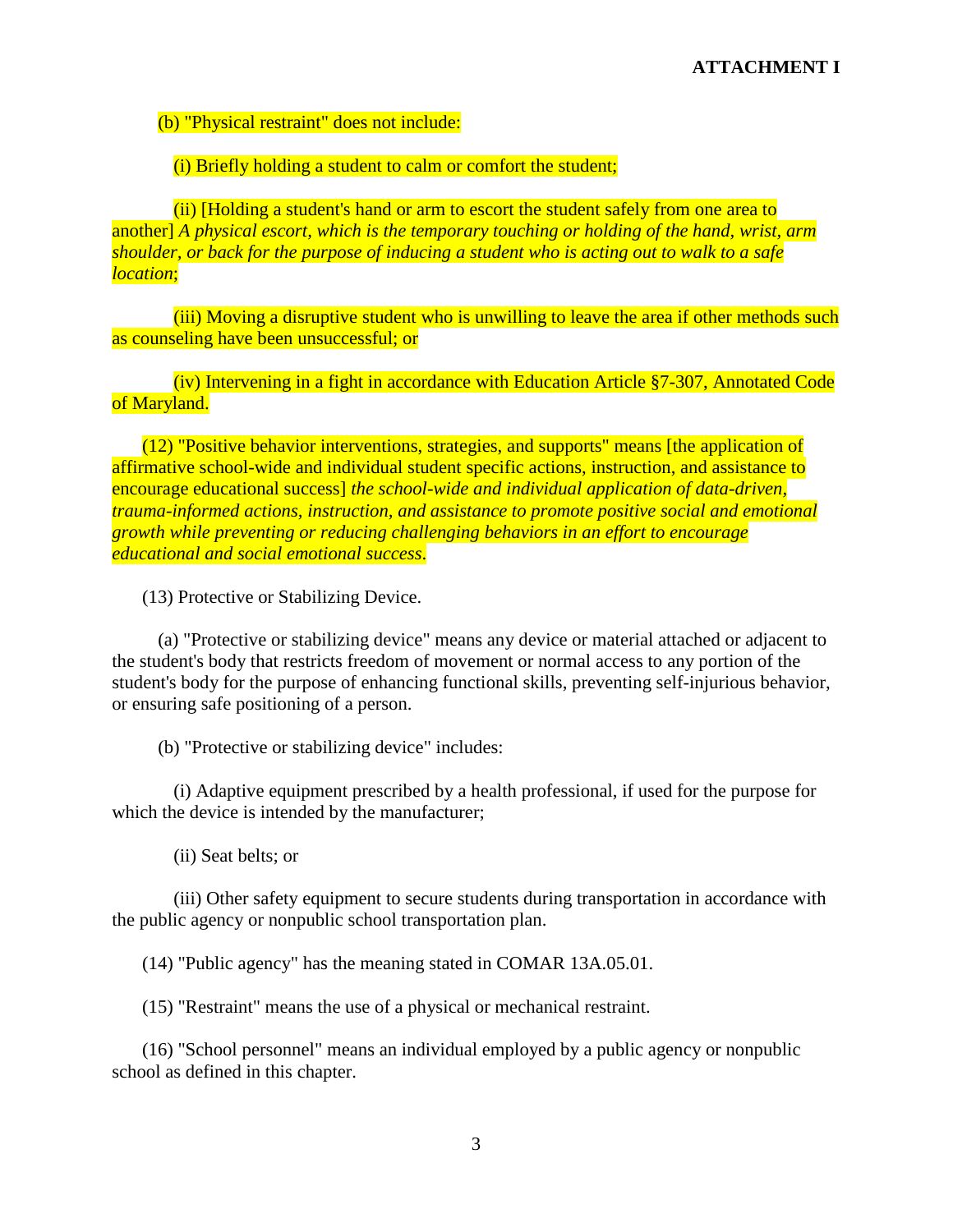(b) "Physical restraint" does not include:

(i) Briefly holding a student to calm or comfort the student;

(ii) [Holding a student's hand or arm to escort the student safely from one area to another] *A physical escort, which is the temporary touching or holding of the hand, wrist, arm shoulder, or back for the purpose of inducing a student who is acting out to walk to a safe location*;

(iii) Moving a disruptive student who is unwilling to leave the area if other methods such as counseling have been unsuccessful; or

(iv) Intervening in a fight in accordance with Education Article §7-307, Annotated Code of Maryland.

(12) "Positive behavior interventions, strategies, and supports" means [the application of affirmative school-wide and individual student specific actions, instruction, and assistance to encourage educational success] *the school-wide and individual application of data-driven, trauma-informed actions, instruction, and assistance to promote positive social and emotional growth while preventing or reducing challenging behaviors in an effort to encourage educational and social emotional success*.

(13) Protective or Stabilizing Device.

(a) "Protective or stabilizing device" means any device or material attached or adjacent to the student's body that restricts freedom of movement or normal access to any portion of the student's body for the purpose of enhancing functional skills, preventing self-injurious behavior, or ensuring safe positioning of a person.

(b) "Protective or stabilizing device" includes:

(i) Adaptive equipment prescribed by a health professional, if used for the purpose for which the device is intended by the manufacturer;

(ii) Seat belts; or

(iii) Other safety equipment to secure students during transportation in accordance with the public agency or nonpublic school transportation plan.

(14) "Public agency" has the meaning stated in COMAR 13A.05.01.

(15) "Restraint" means the use of a physical or mechanical restraint.

(16) "School personnel" means an individual employed by a public agency or nonpublic school as defined in this chapter.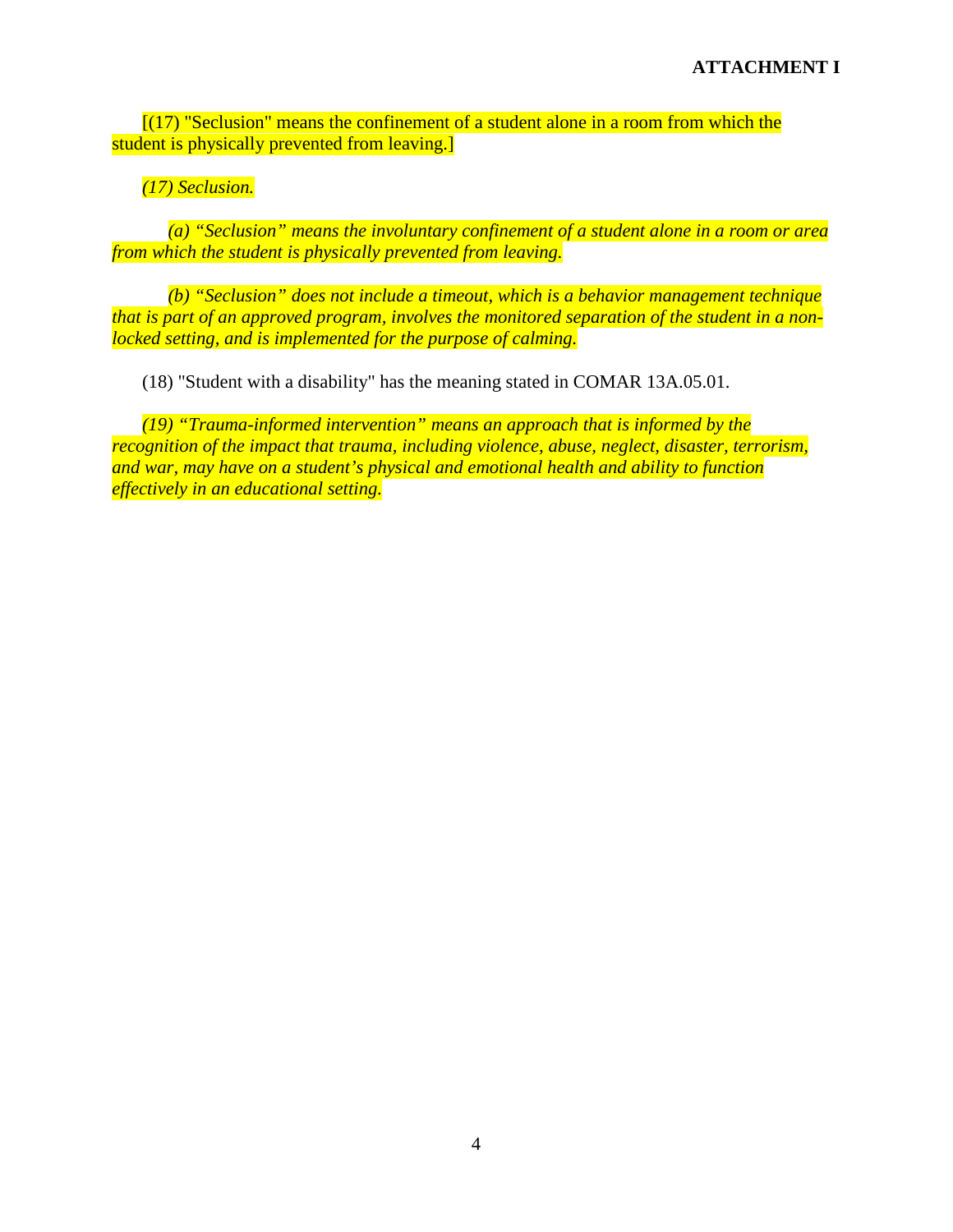**ATTACHMENT I**

[(17) "Seclusion" means the confinement of a student alone in a room from which the student is physically prevented from leaving.]

*(17) Seclusion.*

*(a) "Seclusion" means the involuntary confinement of a student alone in a room or area from which the student is physically prevented from leaving.*

*(b) "Seclusion" does not include a timeout, which is a behavior management technique that is part of an approved program, involves the monitored separation of the student in a non-locked setting, and is implemented for the purpose of calming.*

(18) "Student with a disability" has the meaning stated in COMAR 13A.05.01.

*(19) "Trauma-informed intervention" means an approach that is informed by the recognition of the impact that trauma, including violence, abuse, neglect, disaster, terrorism, and war, may have on a student's physical and emotional health and ability to function effectively in an educational setting.*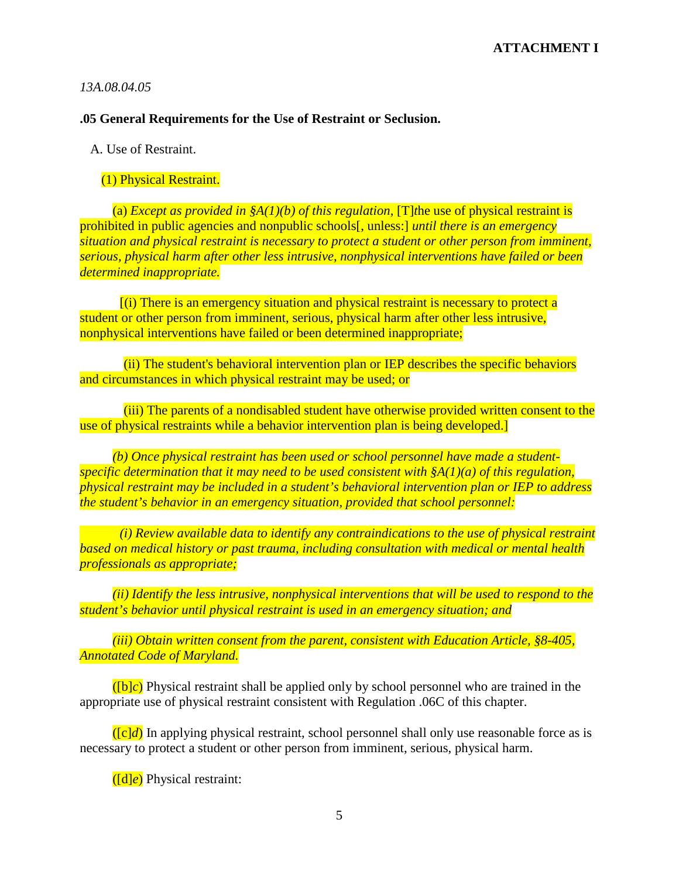**ATTACHMENT I**

*13A.08.04.05*

**.05 General Requirements for the Use of Restraint or Seclusion.**

A. Use of Restraint.

(1) Physical Restraint.

(a) *Except as provided in §A(1)(b) of this regulation*, [T]*t*he use of physical restraint is prohibited in public agencies and nonpublic schools[, unless:] *until there is an emergency situation and physical restraint is necessary to protect a student or other person from imminent, serious, physical harm after other less intrusive, nonphysical interventions have failed or been determined inappropriate.*

[(i) There is an emergency situation and physical restraint is necessary to protect a student or other person from imminent, serious, physical harm after other less intrusive, nonphysical interventions have failed or been determined inappropriate;

(ii) The student's behavioral intervention plan or IEP describes the specific behaviors and circumstances in which physical restraint may be used; or

(iii) The parents of a nondisabled student have otherwise provided written consent to the use of physical restraints while a behavior intervention plan is being developed.]

*(b) Once physical restraint has been used or school personnel have made a student-specific determination that it may need to be used consistent with §A(1)(a) of this regulation, physical restraint may be included in a student's behavioral intervention plan or IEP to address the student's behavior in an emergency situation, provided that school personnel:*

*(i) Review available data to identify any contraindications to the use of physical restraint based on medical history or past trauma, including consultation with medical or mental health professionals as appropriate;*

*(ii) Identify the less intrusive, nonphysical interventions that will be used to respond to the student's behavior until physical restraint is used in an emergency situation; and*

*(iii) Obtain written consent from the parent, consistent with Education Article, §8-405, Annotated Code of Maryland.*

([b]*c*) Physical restraint shall be applied only by school personnel who are trained in the appropriate use of physical restraint consistent with Regulation .06C of this chapter.

([c]*d*) In applying physical restraint, school personnel shall only use reasonable force as is necessary to protect a student or other person from imminent, serious, physical harm.

([d]*e*) Physical restraint: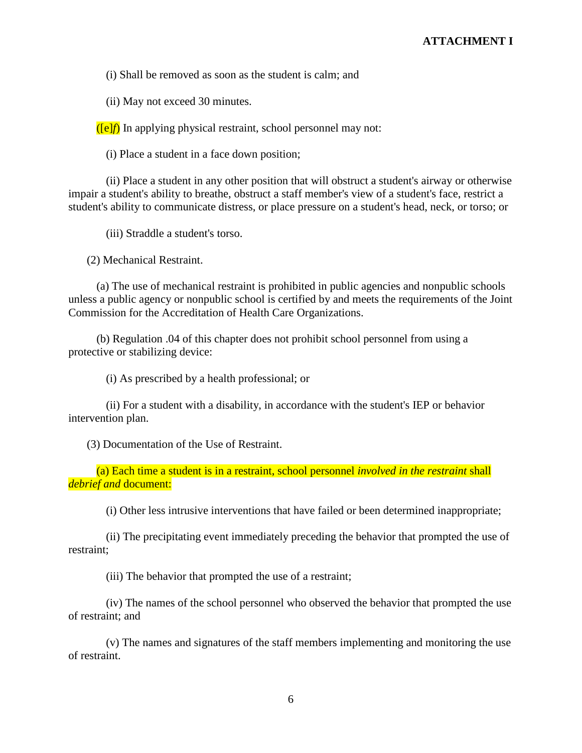**ATTACHMENT I**

(i) Shall be removed as soon as the student is calm; and

(ii) May not exceed 30 minutes.

([e]*f*) In applying physical restraint, school personnel may not:

(i) Place a student in a face down position;

(ii) Place a student in any other position that will obstruct a student's airway or otherwise impair a student's ability to breathe, obstruct a staff member's view of a student's face, restrict a student's ability to communicate distress, or place pressure on a student's head, neck, or torso; or

(iii) Straddle a student's torso.

(2) Mechanical Restraint.

(a) The use of mechanical restraint is prohibited in public agencies and nonpublic schools unless a public agency or nonpublic school is certified by and meets the requirements of the Joint Commission for the Accreditation of Health Care Organizations.

(b) Regulation .04 of this chapter does not prohibit school personnel from using a protective or stabilizing device:

(i) As prescribed by a health professional; or

(ii) For a student with a disability, in accordance with the student's IEP or behavior intervention plan.

(3) Documentation of the Use of Restraint.

(a) Each time a student is in a restraint, school personnel *involved in the restraint* shall *debrief and* document:

(i) Other less intrusive interventions that have failed or been determined inappropriate;

(ii) The precipitating event immediately preceding the behavior that prompted the use of restraint;

(iii) The behavior that prompted the use of a restraint;

(iv) The names of the school personnel who observed the behavior that prompted the use of restraint; and

(v) The names and signatures of the staff members implementing and monitoring the use of restraint.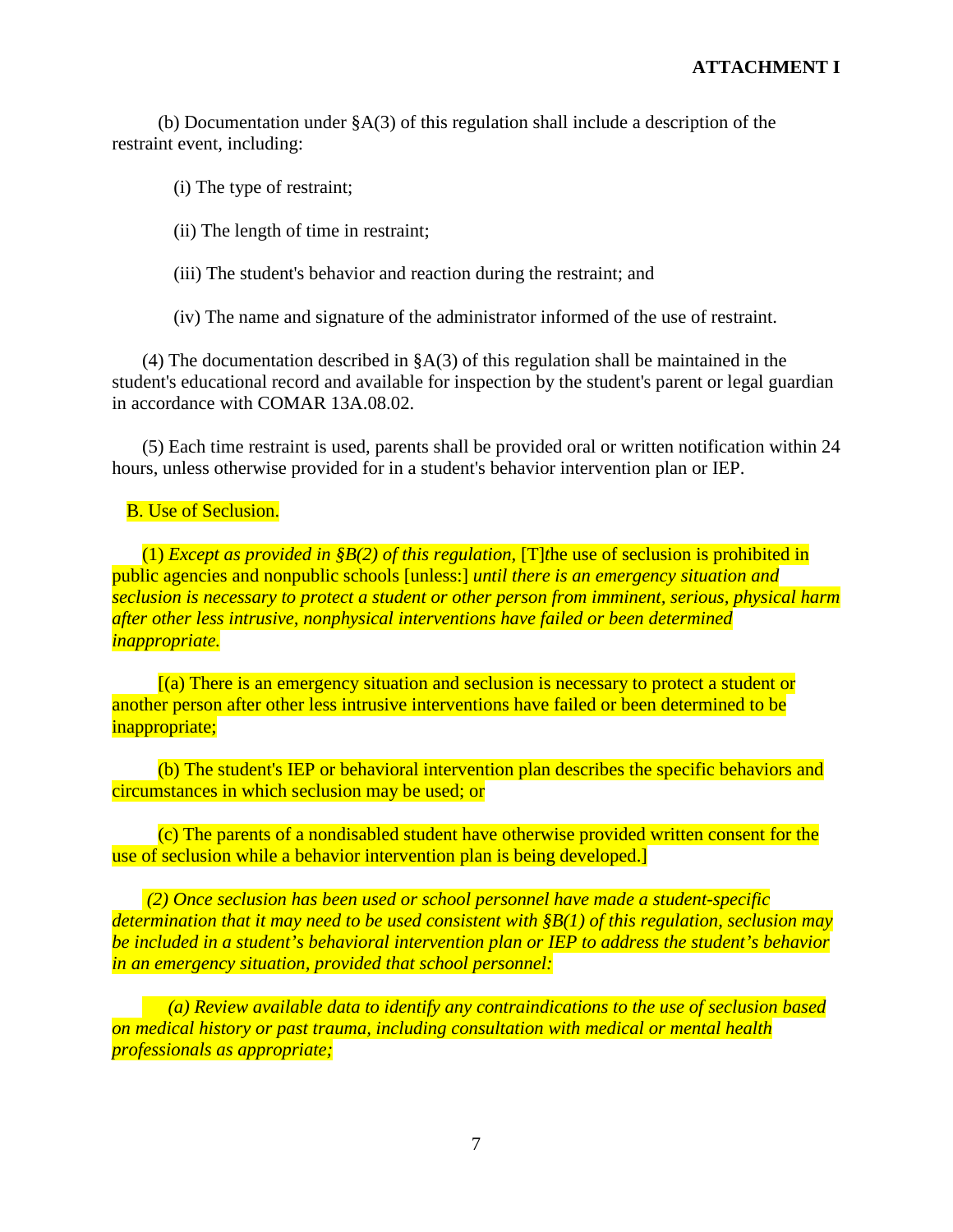**ATTACHMENT I**

(b) Documentation under §A(3) of this regulation shall include a description of the restraint event, including:

(i) The type of restraint;

(ii) The length of time in restraint;

(iii) The student's behavior and reaction during the restraint; and

(iv) The name and signature of the administrator informed of the use of restraint.

(4) The documentation described in §A(3) of this regulation shall be maintained in the student's educational record and available for inspection by the student's parent or legal guardian in accordance with COMAR 13A.08.02.

(5) Each time restraint is used, parents shall be provided oral or written notification within 24 hours, unless otherwise provided for in a student's behavior intervention plan or IEP.

B. Use of Seclusion.

(1) *Except as provided in §B(2) of this regulation,* [T]*t*he use of seclusion is prohibited in public agencies and nonpublic schools [unless:] *until there is an emergency situation and seclusion is necessary to protect a student or other person from imminent, serious, physical harm after other less intrusive, nonphysical interventions have failed or been determined inappropriate.*

[(a) There is an emergency situation and seclusion is necessary to protect a student or another person after other less intrusive interventions have failed or been determined to be inappropriate;

(b) The student's IEP or behavioral intervention plan describes the specific behaviors and circumstances in which seclusion may be used; or

(c) The parents of a nondisabled student have otherwise provided written consent for the use of seclusion while a behavior intervention plan is being developed.]

*(2) Once seclusion has been used or school personnel have made a student-specific determination that it may need to be used consistent with §B(1) of this regulation, seclusion may be included in a student's behavioral intervention plan or IEP to address the student's behavior in an emergency situation, provided that school personnel:*

*(a) Review available data to identify any contraindications to the use of seclusion based on medical history or past trauma, including consultation with medical or mental health professionals as appropriate;*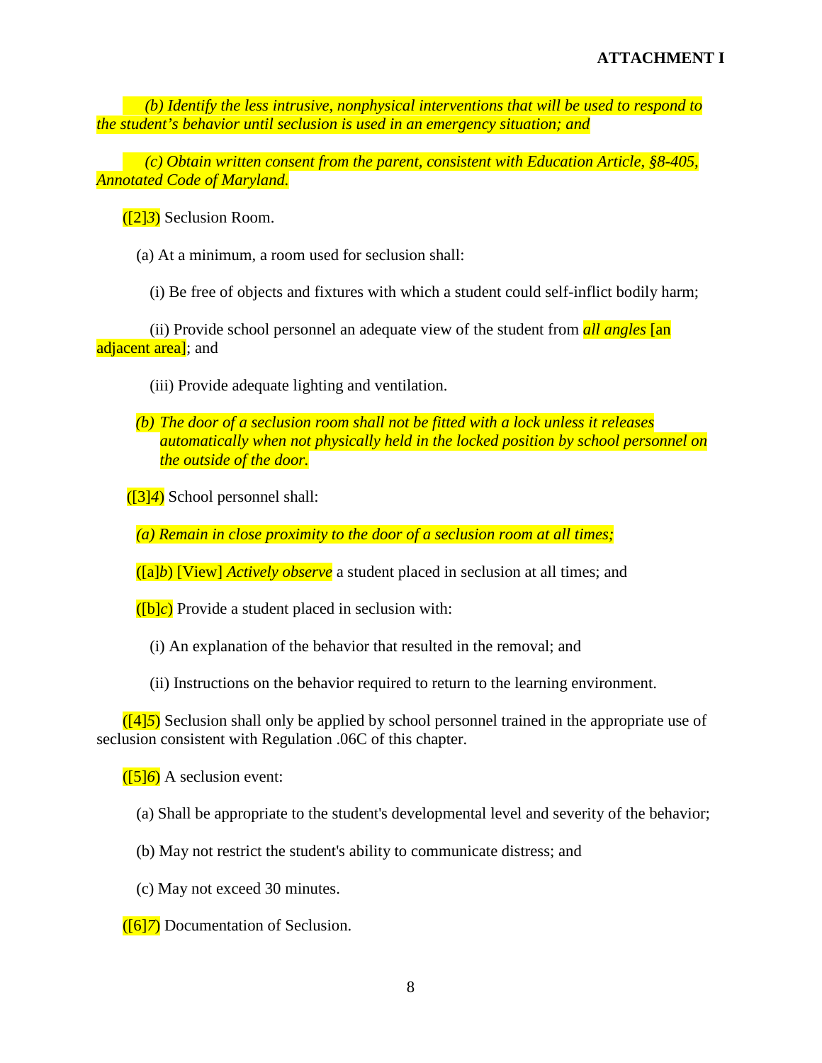**ATTACHMENT I**

*(b) Identify the less intrusive, nonphysical interventions that will be used to respond to the student's behavior until seclusion is used in an emergency situation; and*

*(c) Obtain written consent from the parent, consistent with Education Article, §8-405, Annotated Code of Maryland.*

([2]*3*) Seclusion Room.

(a) At a minimum, a room used for seclusion shall:

(i) Be free of objects and fixtures with which a student could self-inflict bodily harm;

(ii) Provide school personnel an adequate view of the student from *all angles* [an adjacent area]; and

(iii) Provide adequate lighting and ventilation.

*(b) The door of a seclusion room shall not be fitted with a lock unless it releases automatically when not physically held in the locked position by school personnel on the outside of the door.*

([3]*4*) School personnel shall:

*(a) Remain in close proximity to the door of a seclusion room at all times;*

([a]*b*) [View] *Actively observe* a student placed in seclusion at all times; and

([b]*c*) Provide a student placed in seclusion with:

(i) An explanation of the behavior that resulted in the removal; and

(ii) Instructions on the behavior required to return to the learning environment.

([4]*5*) Seclusion shall only be applied by school personnel trained in the appropriate use of seclusion consistent with Regulation .06C of this chapter.

([5]*6*) A seclusion event:

(a) Shall be appropriate to the student's developmental level and severity of the behavior;

(b) May not restrict the student's ability to communicate distress; and

(c) May not exceed 30 minutes.

([6]*7*) Documentation of Seclusion.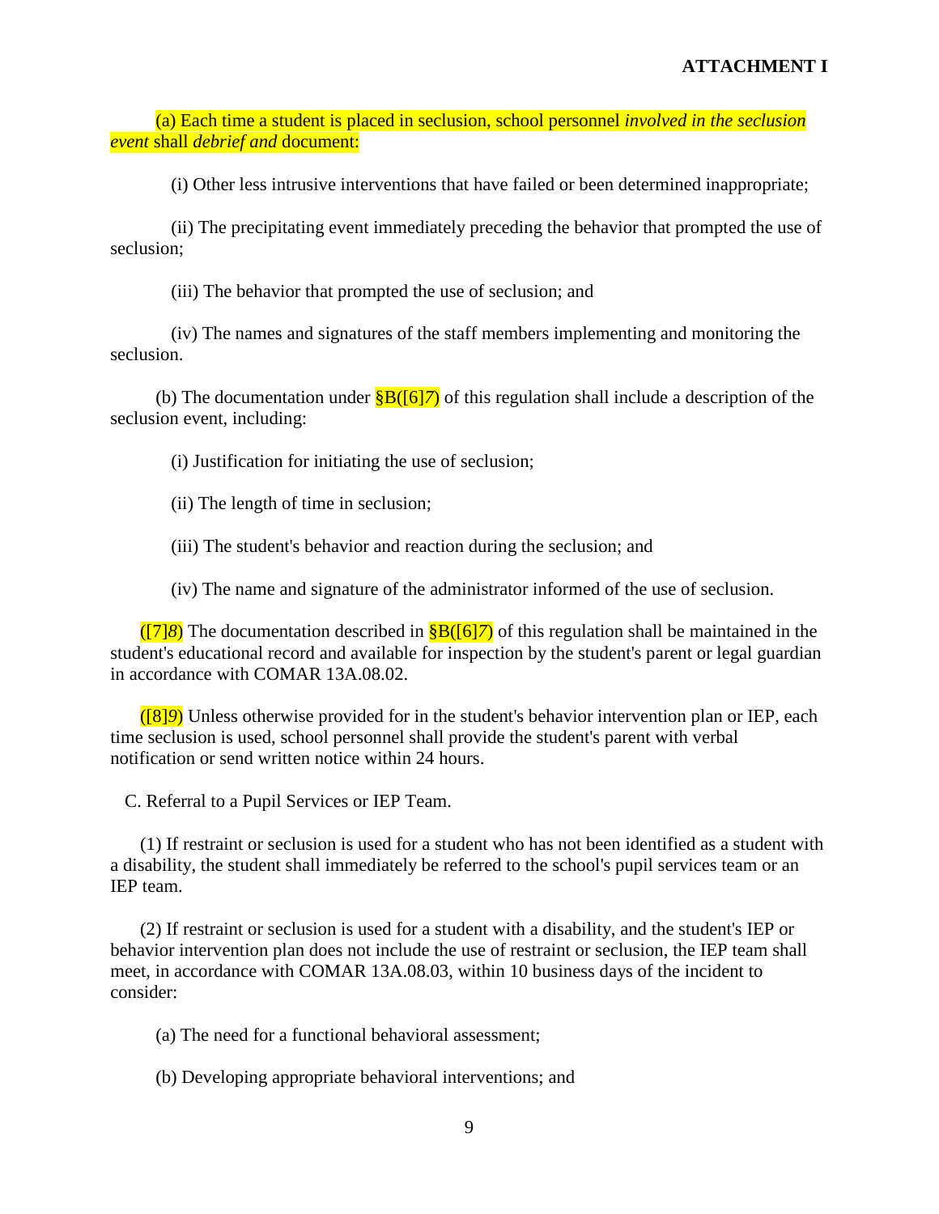**ATTACHMENT I**

(a) Each time a student is placed in seclusion, school personnel *involved in the seclusion event* shall *debrief and* document:

(i) Other less intrusive interventions that have failed or been determined inappropriate;

(ii) The precipitating event immediately preceding the behavior that prompted the use of seclusion;

(iii) The behavior that prompted the use of seclusion; and

(iv) The names and signatures of the staff members implementing and monitoring the seclusion.

(b) The documentation under §B([6]*7*) of this regulation shall include a description of the seclusion event, including:

(i) Justification for initiating the use of seclusion;

(ii) The length of time in seclusion;

(iii) The student's behavior and reaction during the seclusion; and

(iv) The name and signature of the administrator informed of the use of seclusion.

([7]*8*) The documentation described in §B([6]*7*) of this regulation shall be maintained in the student's educational record and available for inspection by the student's parent or legal guardian in accordance with COMAR 13A.08.02.

([8]*9*) Unless otherwise provided for in the student's behavior intervention plan or IEP, each time seclusion is used, school personnel shall provide the student's parent with verbal notification or send written notice within 24 hours.

C. Referral to a Pupil Services or IEP Team.

(1) If restraint or seclusion is used for a student who has not been identified as a student with a disability, the student shall immediately be referred to the school's pupil services team or an IEP team.

(2) If restraint or seclusion is used for a student with a disability, and the student's IEP or behavior intervention plan does not include the use of restraint or seclusion, the IEP team shall meet, in accordance with COMAR 13A.08.03, within 10 business days of the incident to consider:

(a) The need for a functional behavioral assessment;

(b) Developing appropriate behavioral interventions; and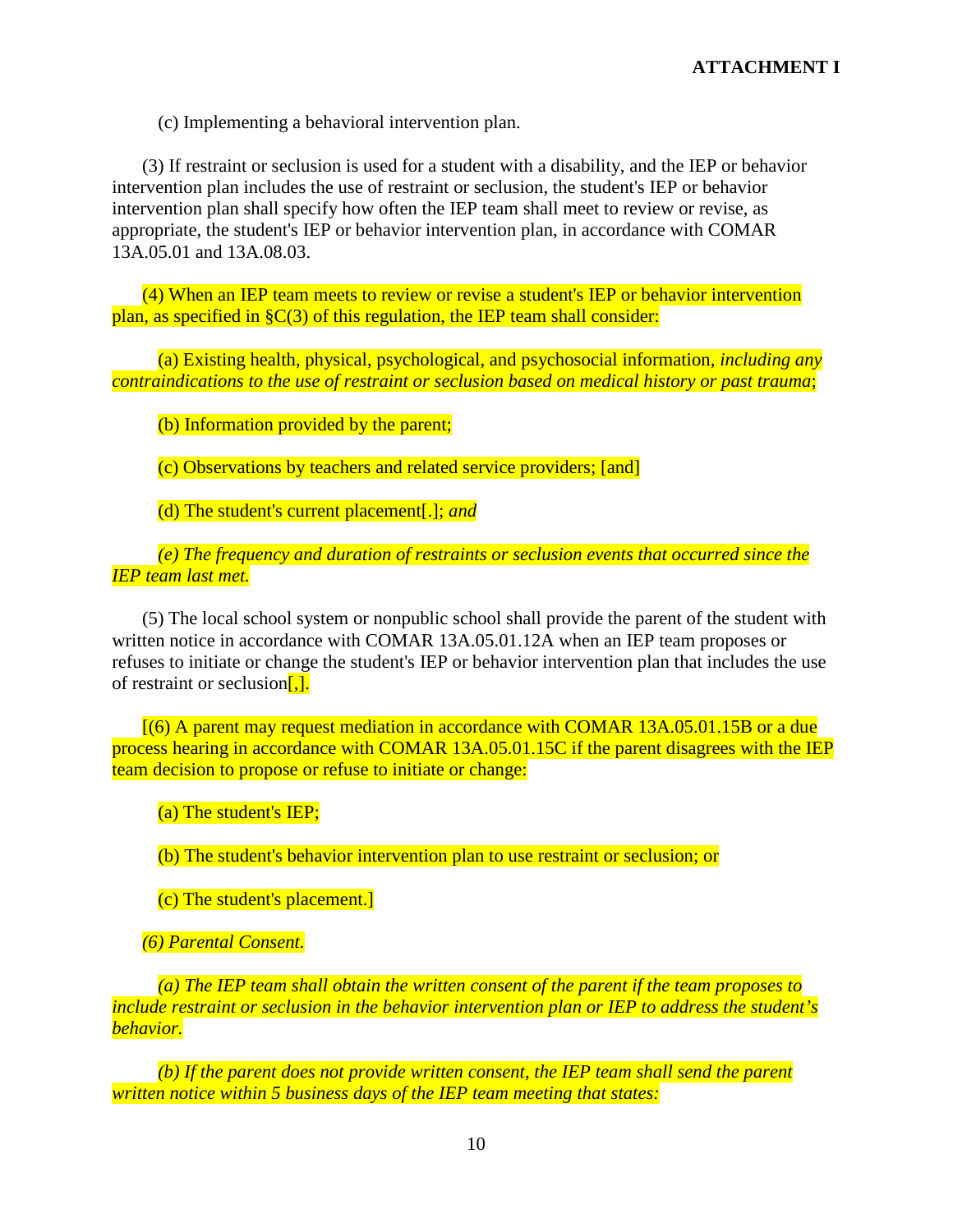**ATTACHMENT I**

(c) Implementing a behavioral intervention plan.

(3) If restraint or seclusion is used for a student with a disability, and the IEP or behavior intervention plan includes the use of restraint or seclusion, the student's IEP or behavior intervention plan shall specify how often the IEP team shall meet to review or revise, as appropriate, the student's IEP or behavior intervention plan, in accordance with COMAR 13A.05.01 and 13A.08.03.

(4) When an IEP team meets to review or revise a student's IEP or behavior intervention plan, as specified in §C(3) of this regulation, the IEP team shall consider:

(a) Existing health, physical, psychological, and psychosocial information, *including any contraindications to the use of restraint or seclusion based on medical history or past trauma*;

(b) Information provided by the parent;

(c) Observations by teachers and related service providers; [and]

(d) The student's current placement[.]; *and*

*(e) The frequency and duration of restraints or seclusion events that occurred since the IEP team last met.*

(5) The local school system or nonpublic school shall provide the parent of the student with written notice in accordance with COMAR 13A.05.01.12A when an IEP team proposes or refuses to initiate or change the student's IEP or behavior intervention plan that includes the use of restraint or seclusion[,].

[(6) A parent may request mediation in accordance with COMAR 13A.05.01.15B or a due process hearing in accordance with COMAR 13A.05.01.15C if the parent disagrees with the IEP team decision to propose or refuse to initiate or change:

(a) The student's IEP;

(b) The student's behavior intervention plan to use restraint or seclusion; or

(c) The student's placement.]

*(6) Parental Consent.*

*(a) The IEP team shall obtain the written consent of the parent if the team proposes to include restraint or seclusion in the behavior intervention plan or IEP to address the student's behavior.*

*(b) If the parent does not provide written consent, the IEP team shall send the parent written notice within 5 business days of the IEP team meeting that states:*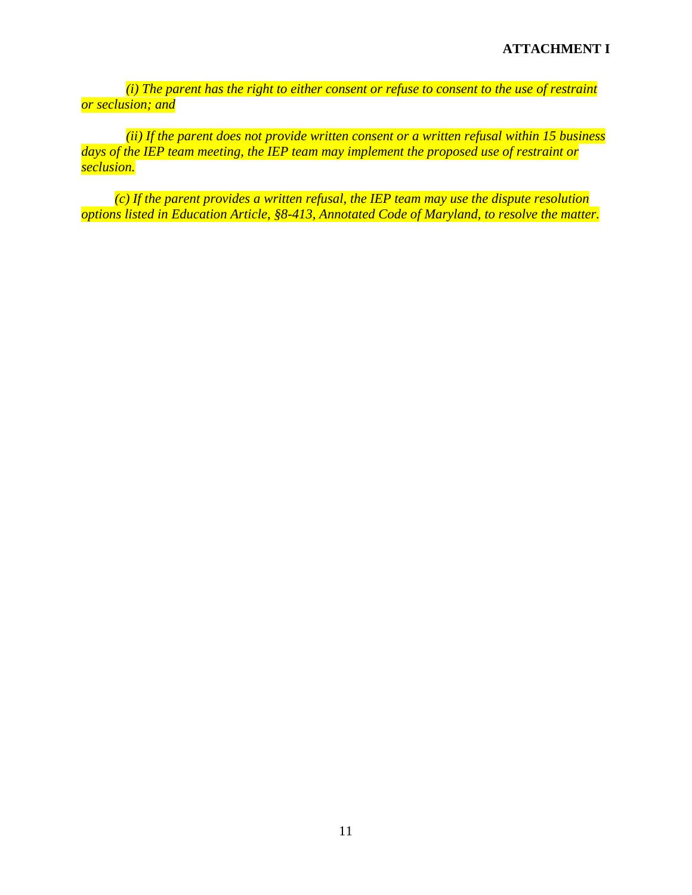*(i) The parent has the right to either consent or refuse to consent to the use of restraint or seclusion; and*

*(ii) If the parent does not provide written consent or a written refusal within 15 business days of the IEP team meeting, the IEP team may implement the proposed use of restraint or seclusion.*

*(c) If the parent provides a written refusal, the IEP team may use the dispute resolution options listed in Education Article, §8-413, Annotated Code of Maryland, to resolve the matter.*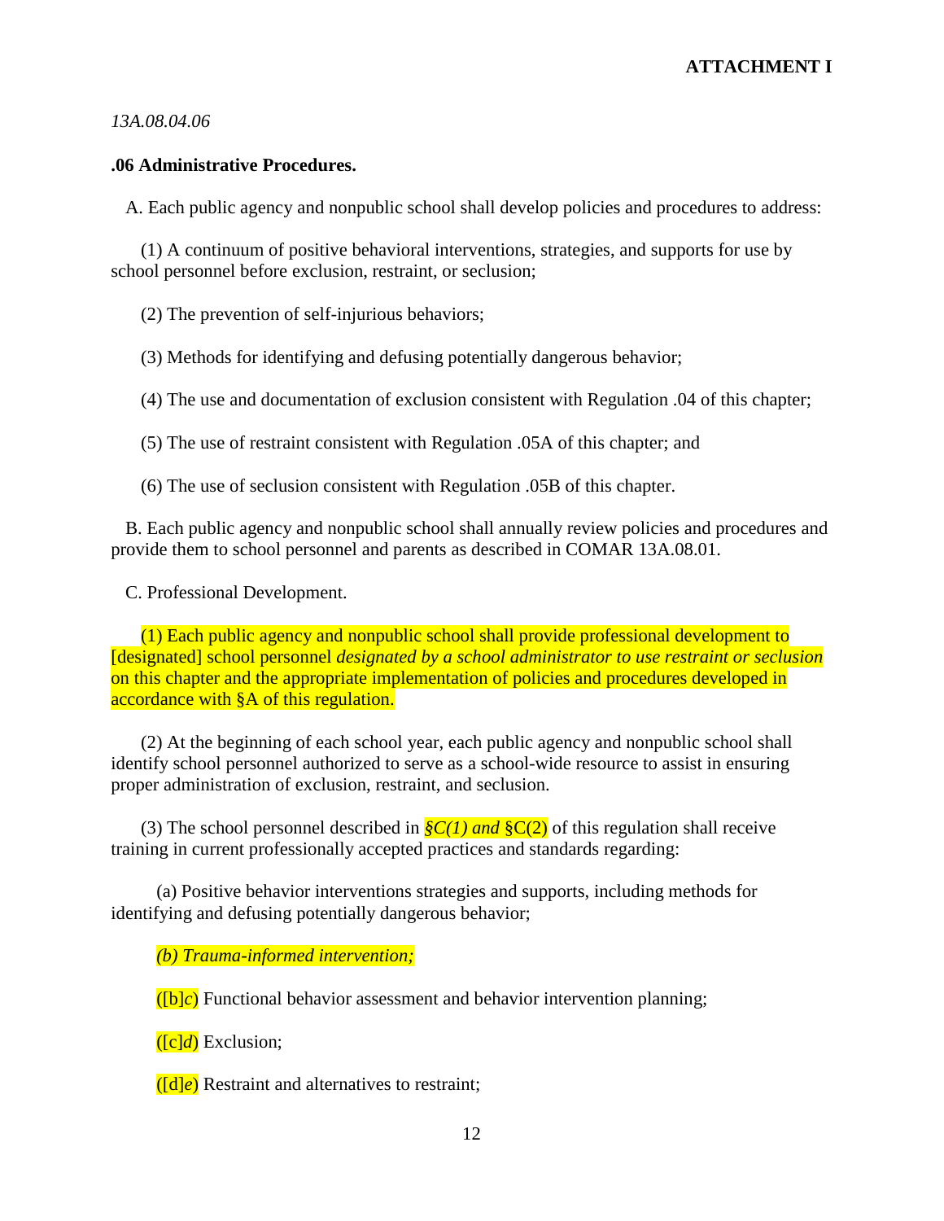**ATTACHMENT I**

*13A.08.04.06*

**.06 Administrative Procedures.**

A. Each public agency and nonpublic school shall develop policies and procedures to address:

(1) A continuum of positive behavioral interventions, strategies, and supports for use by school personnel before exclusion, restraint, or seclusion;

(2) The prevention of self-injurious behaviors;

(3) Methods for identifying and defusing potentially dangerous behavior;

(4) The use and documentation of exclusion consistent with Regulation .04 of this chapter;

(5) The use of restraint consistent with Regulation .05A of this chapter; and

(6) The use of seclusion consistent with Regulation .05B of this chapter.

B. Each public agency and nonpublic school shall annually review policies and procedures and provide them to school personnel and parents as described in COMAR 13A.08.01.

C. Professional Development.

(1) Each public agency and nonpublic school shall provide professional development to [designated] school personnel *designated by a school administrator to use restraint or seclusion* on this chapter and the appropriate implementation of policies and procedures developed in accordance with §A of this regulation.

(2) At the beginning of each school year, each public agency and nonpublic school shall identify school personnel authorized to serve as a school-wide resource to assist in ensuring proper administration of exclusion, restraint, and seclusion.

(3) The school personnel described in *§C(1) and* §C(2) of this regulation shall receive training in current professionally accepted practices and standards regarding:

(a) Positive behavior interventions strategies and supports, including methods for identifying and defusing potentially dangerous behavior;

*(b) Trauma-informed intervention;*

([b]*c*) Functional behavior assessment and behavior intervention planning;

([c]*d*) Exclusion;

([d]*e*) Restraint and alternatives to restraint;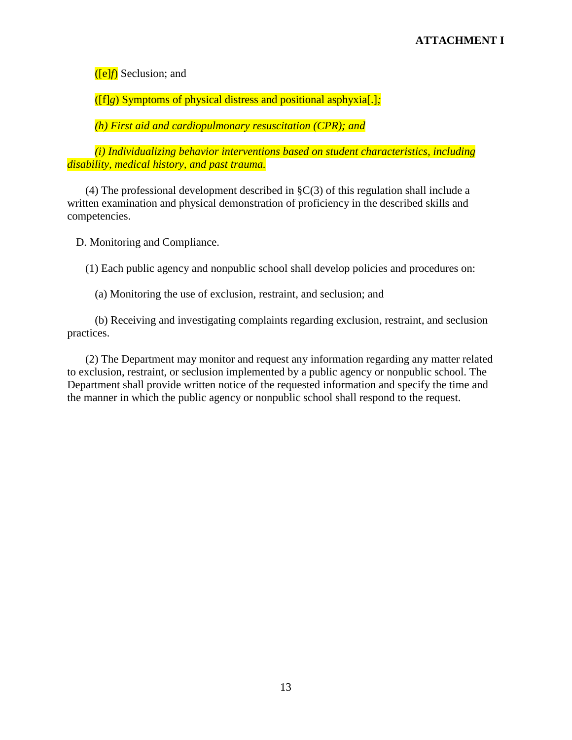([e]*f*) Seclusion; and

([f]*g*) Symptoms of physical distress and positional asphyxia[.]*;*

*(h) First aid and cardiopulmonary resuscitation (CPR); and*

*(i) Individualizing behavior interventions based on student characteristics, including disability, medical history, and past trauma.*

(4) The professional development described in §C(3) of this regulation shall include a written examination and physical demonstration of proficiency in the described skills and competencies.

D. Monitoring and Compliance.

(1) Each public agency and nonpublic school shall develop policies and procedures on:

(a) Monitoring the use of exclusion, restraint, and seclusion; and

(b) Receiving and investigating complaints regarding exclusion, restraint, and seclusion practices.

(2) The Department may monitor and request any information regarding any matter related to exclusion, restraint, or seclusion implemented by a public agency or nonpublic school. The Department shall provide written notice of the requested information and specify the time and the manner in which the public agency or nonpublic school shall respond to the request.